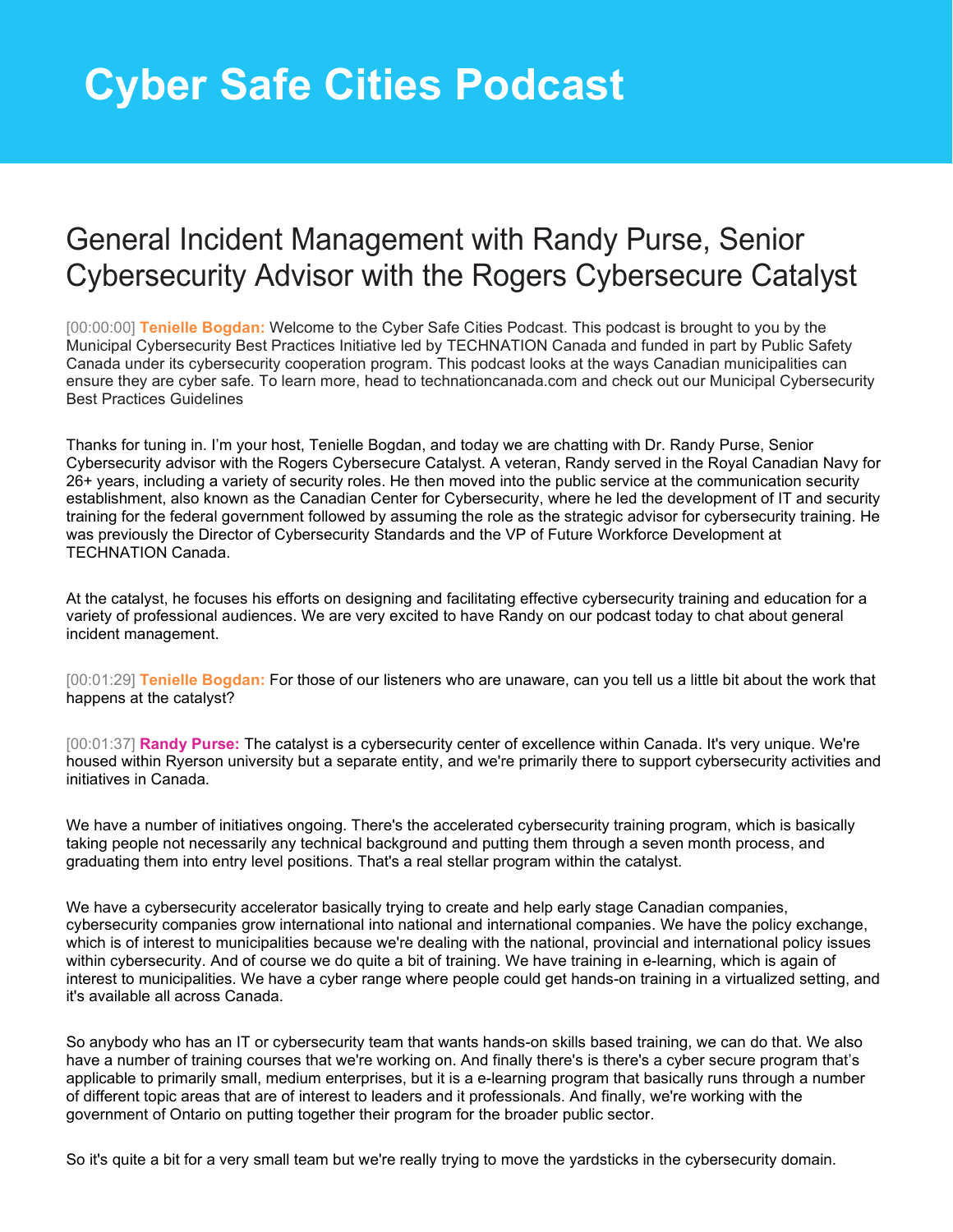# Cyber Safe Cities Podcast

## General Incident Management with Randy Purse, Senior Cybersecurity Advisor with the Rogers Cybersecure Catalyst

[00:00:00] **Tenielle Bogdan:** Welcome to the Cyber Safe Cities Podcast. This podcast is brought to you by the Municipal Cybersecurity Best Practices Initiative led by TECHNATION Canada and funded in part by Public Safety Canada under its cybersecurity cooperation program. This podcast looks at the ways Canadian municipalities can ensure they are cyber safe. To learn more, head to technationcanada.com and check out our Municipal Cybersecurity Best Practices Guidelines

Thanks for tuning in. I'm your host, Tenielle Bogdan, and today we are chatting with Dr. Randy Purse, Senior Cybersecurity advisor with the Rogers Cybersecure Catalyst. A veteran, Randy served in the Royal Canadian Navy for 26+ years, including a variety of security roles. He then moved into the public service at the communication security establishment, also known as the Canadian Center for Cybersecurity, where he led the development of IT and security training for the federal government followed by assuming the role as the strategic advisor for cybersecurity training. He was previously the Director of Cybersecurity Standards and the VP of Future Workforce Development at TECHNATION Canada.

At the catalyst, he focuses his efforts on designing and facilitating effective cybersecurity training and education for a variety of professional audiences. We are very excited to have Randy on our podcast today to chat about general incident management.

[00:01:29] **Tenielle Bogdan:** For those of our listeners who are unaware, can you tell us a little bit about the work that happens at the catalyst?

[00:01:37] **Randy Purse:** The catalyst is a cybersecurity center of excellence within Canada. It's very unique. We're housed within Ryerson university but a separate entity, and we're primarily there to support cybersecurity activities and initiatives in Canada.

We have a number of initiatives ongoing. There's the accelerated cybersecurity training program, which is basically taking people not necessarily any technical background and putting them through a seven month process, and graduating them into entry level positions. That's a real stellar program within the catalyst.

We have a cybersecurity accelerator basically trying to create and help early stage Canadian companies, cybersecurity companies grow international into national and international companies. We have the policy exchange, which is of interest to municipalities because we're dealing with the national, provincial and international policy issues within cybersecurity. And of course we do quite a bit of training. We have training in e-learning, which is again of interest to municipalities. We have a cyber range where people could get hands-on training in a virtualized setting, and it's available all across Canada.

So anybody who has an IT or cybersecurity team that wants hands-on skills based training, we can do that. We also have a number of training courses that we're working on. And finally there's is there's a cyber secure program that's applicable to primarily small, medium enterprises, but it is a e-learning program that basically runs through a number of different topic areas that are of interest to leaders and it professionals. And finally, we're working with the government of Ontario on putting together their program for the broader public sector.

So it's quite a bit for a very small team but we're really trying to move the yardsticks in the cybersecurity domain.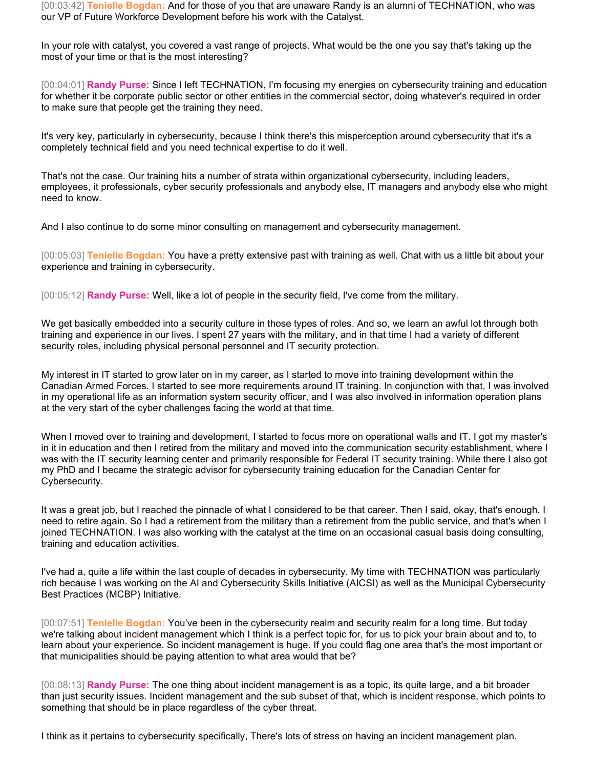[00:03:42] **Tenielle Bogdan:** And for those of you that are unaware Randy is an alumni of TECHNATION, who was our VP of Future Workforce Development before his work with the Catalyst.

In your role with catalyst, you covered a vast range of projects. What would be the one you say that's taking up the most of your time or that is the most interesting?

[00:04:01] **Randy Purse:** Since I left TECHNATION, I'm focusing my energies on cybersecurity training and education for whether it be corporate public sector or other entities in the commercial sector, doing whatever's required in order to make sure that people get the training they need.

It's very key, particularly in cybersecurity, because I think there's this misperception around cybersecurity that it's a completely technical field and you need technical expertise to do it well.

That's not the case. Our training hits a number of strata within organizational cybersecurity, including leaders, employees, it professionals, cyber security professionals and anybody else, IT managers and anybody else who might need to know.

And I also continue to do some minor consulting on management and cybersecurity management.

[00:05:03] **Tenielle Bogdan:** You have a pretty extensive past with training as well. Chat with us a little bit about your experience and training in cybersecurity.

[00:05:12] **Randy Purse:** Well, like a lot of people in the security field, I've come from the military.

We get basically embedded into a security culture in those types of roles. And so, we learn an awful lot through both training and experience in our lives. I spent 27 years with the military, and in that time I had a variety of different security roles, including physical personal personnel and IT security protection.

My interest in IT started to grow later on in my career, as I started to move into training development within the Canadian Armed Forces. I started to see more requirements around IT training. In conjunction with that, I was involved in my operational life as an information system security officer, and I was also involved in information operation plans at the very start of the cyber challenges facing the world at that time.

When I moved over to training and development, I started to focus more on operational walls and IT. I got my master's in it in education and then I retired from the military and moved into the communication security establishment, where I was with the IT security learning center and primarily responsible for Federal IT security training. While there I also got my PhD and I became the strategic advisor for cybersecurity training education for the Canadian Center for Cybersecurity.

It was a great job, but I reached the pinnacle of what I considered to be that career. Then I said, okay, that's enough. I need to retire again. So I had a retirement from the military than a retirement from the public service, and that's when I joined TECHNATION. I was also working with the catalyst at the time on an occasional casual basis doing consulting, training and education activities.

I've had a, quite a life within the last couple of decades in cybersecurity. My time with TECHNATION was particularly rich because I was working on the AI and Cybersecurity Skills Initiative (AICSI) as well as the Municipal Cybersecurity Best Practices (MCBP) Initiative.

[00:07:51] **Tenielle Bogdan:** You've been in the cybersecurity realm and security realm for a long time. But today we're talking about incident management which I think is a perfect topic for, for us to pick your brain about and to, to learn about your experience. So incident management is huge. If you could flag one area that's the most important or that municipalities should be paying attention to what area would that be?

[00:08:13] **Randy Purse:** The one thing about incident management is as a topic, its quite large, and a bit broader than just security issues. Incident management and the sub subset of that, which is incident response, which points to something that should be in place regardless of the cyber threat.

I think as it pertains to cybersecurity specifically, There's lots of stress on having an incident management plan.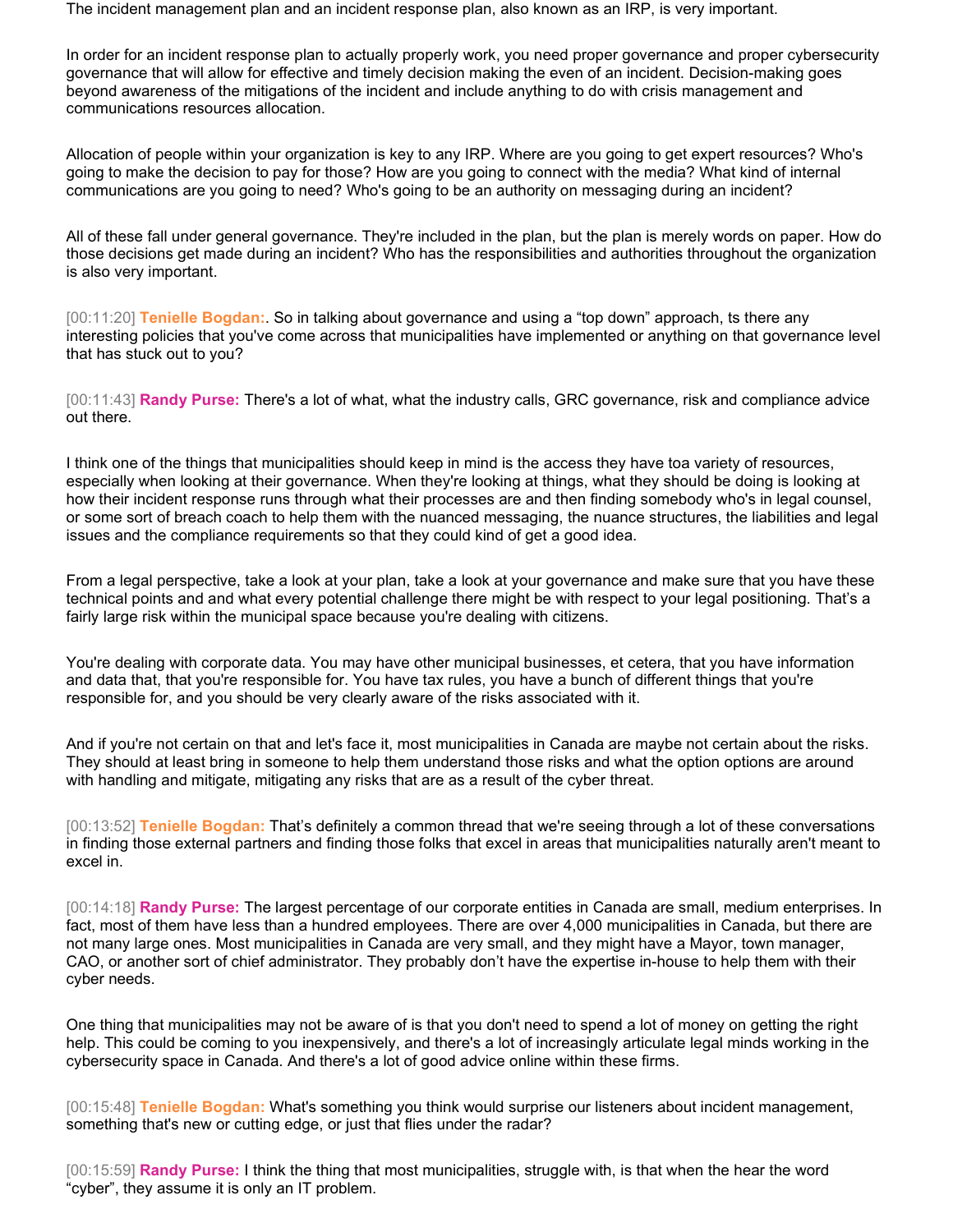The incident management plan and an incident response plan, also known as an IRP, is very important.

In order for an incident response plan to actually properly work, you need proper governance and proper cybersecurity governance that will allow for effective and timely decision making the even of an incident. Decision-making goes beyond awareness of the mitigations of the incident and include anything to do with crisis management and communications resources allocation.

Allocation of people within your organization is key to any IRP. Where are you going to get expert resources? Who's going to make the decision to pay for those? How are you going to connect with the media? What kind of internal communications are you going to need? Who's going to be an authority on messaging during an incident?

All of these fall under general governance. They're included in the plan, but the plan is merely words on paper. How do those decisions get made during an incident? Who has the responsibilities and authorities throughout the organization is also very important.

[00:11:20] **Tenielle Bogdan:**. So in talking about governance and using a “top down” approach, ts there any interesting policies that you've come across that municipalities have implemented or anything on that governance level that has stuck out to you?

[00:11:43] **Randy Purse:** There's a lot of what, what the industry calls, GRC governance, risk and compliance advice out there.

I think one of the things that municipalities should keep in mind is the access they have toa variety of resources, especially when looking at their governance. When they're looking at things, what they should be doing is looking at how their incident response runs through what their processes are and then finding somebody who's in legal counsel, or some sort of breach coach to help them with the nuanced messaging, the nuance structures, the liabilities and legal issues and the compliance requirements so that they could kind of get a good idea.

From a legal perspective, take a look at your plan, take a look at your governance and make sure that you have these technical points and and what every potential challenge there might be with respect to your legal positioning. That’s a fairly large risk within the municipal space because you're dealing with citizens.

You're dealing with corporate data. You may have other municipal businesses, et cetera, that you have information and data that, that you're responsible for. You have tax rules, you have a bunch of different things that you're responsible for, and you should be very clearly aware of the risks associated with it.

And if you're not certain on that and let's face it, most municipalities in Canada are maybe not certain about the risks. They should at least bring in someone to help them understand those risks and what the option options are around with handling and mitigate, mitigating any risks that are as a result of the cyber threat.

[00:13:52] **Tenielle Bogdan:** That’s definitely a common thread that we're seeing through a lot of these conversations in finding those external partners and finding those folks that excel in areas that municipalities naturally aren't meant to excel in.

[00:14:18] **Randy Purse:** The largest percentage of our corporate entities in Canada are small, medium enterprises. In fact, most of them have less than a hundred employees. There are over 4,000 municipalities in Canada, but there are not many large ones. Most municipalities in Canada are very small, and they might have a Mayor, town manager, CAO, or another sort of chief administrator. They probably don’t have the expertise in-house to help them with their cyber needs.

One thing that municipalities may not be aware of is that you don't need to spend a lot of money on getting the right help. This could be coming to you inexpensively, and there's a lot of increasingly articulate legal minds working in the cybersecurity space in Canada. And there's a lot of good advice online within these firms.

[00:15:48] **Tenielle Bogdan:** What's something you think would surprise our listeners about incident management, something that's new or cutting edge, or just that flies under the radar?

[00:15:59] **Randy Purse:** I think the thing that most municipalities, struggle with, is that when the hear the word “cyber”, they assume it is only an IT problem.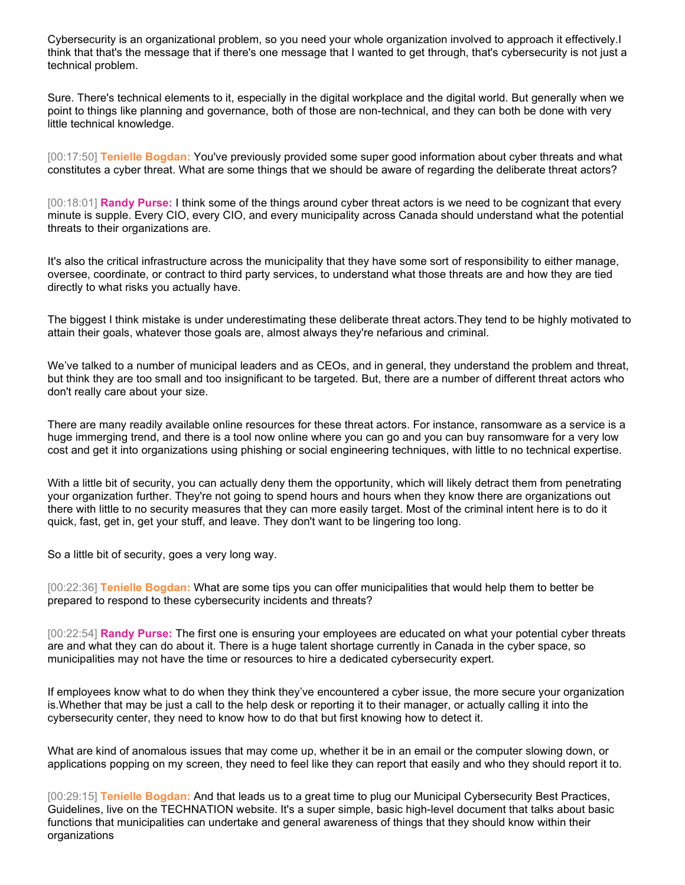Cybersecurity is an organizational problem, so you need your whole organization involved to approach it effectively.I think that that's the message that if there's one message that I wanted to get through, that's cybersecurity is not just a technical problem.

Sure. There's technical elements to it, especially in the digital workplace and the digital world. But generally when we point to things like planning and governance, both of those are non-technical, and they can both be done with very little technical knowledge.

[00:17:50] **Tenielle Bogdan:** You've previously provided some super good information about cyber threats and what constitutes a cyber threat. What are some things that we should be aware of regarding the deliberate threat actors?

[00:18:01] **Randy Purse:** I think some of the things around cyber threat actors is we need to be cognizant that every minute is supple. Every CIO, every CIO, and every municipality across Canada should understand what the potential threats to their organizations are.

It's also the critical infrastructure across the municipality that they have some sort of responsibility to either manage, oversee, coordinate, or contract to third party services, to understand what those threats are and how they are tied directly to what risks you actually have.

The biggest I think mistake is under underestimating these deliberate threat actors.They tend to be highly motivated to attain their goals, whatever those goals are, almost always they're nefarious and criminal.

We've talked to a number of municipal leaders and as CEOs, and in general, they understand the problem and threat, but think they are too small and too insignificant to be targeted. But, there are a number of different threat actors who don't really care about your size.

There are many readily available online resources for these threat actors. For instance, ransomware as a service is a huge immerging trend, and there is a tool now online where you can go and you can buy ransomware for a very low cost and get it into organizations using phishing or social engineering techniques, with little to no technical expertise.

With a little bit of security, you can actually deny them the opportunity, which will likely detract them from penetrating your organization further. They're not going to spend hours and hours when they know there are organizations out there with little to no security measures that they can more easily target. Most of the criminal intent here is to do it quick, fast, get in, get your stuff, and leave. They don't want to be lingering too long.

So a little bit of security, goes a very long way.

[00:22:36] **Tenielle Bogdan:** What are some tips you can offer municipalities that would help them to better be prepared to respond to these cybersecurity incidents and threats?

[00:22:54] **Randy Purse:** The first one is ensuring your employees are educated on what your potential cyber threats are and what they can do about it. There is a huge talent shortage currently in Canada in the cyber space, so municipalities may not have the time or resources to hire a dedicated cybersecurity expert.

If employees know what to do when they think they've encountered a cyber issue, the more secure your organization is.Whether that may be just a call to the help desk or reporting it to their manager, or actually calling it into the cybersecurity center, they need to know how to do that but first knowing how to detect it.

What are kind of anomalous issues that may come up, whether it be in an email or the computer slowing down, or applications popping on my screen, they need to feel like they can report that easily and who they should report it to.

[00:29:15] **Tenielle Bogdan:** And that leads us to a great time to plug our Municipal Cybersecurity Best Practices, Guidelines, live on the TECHNATION website. It's a super simple, basic high-level document that talks about basic functions that municipalities can undertake and general awareness of things that they should know within their organizations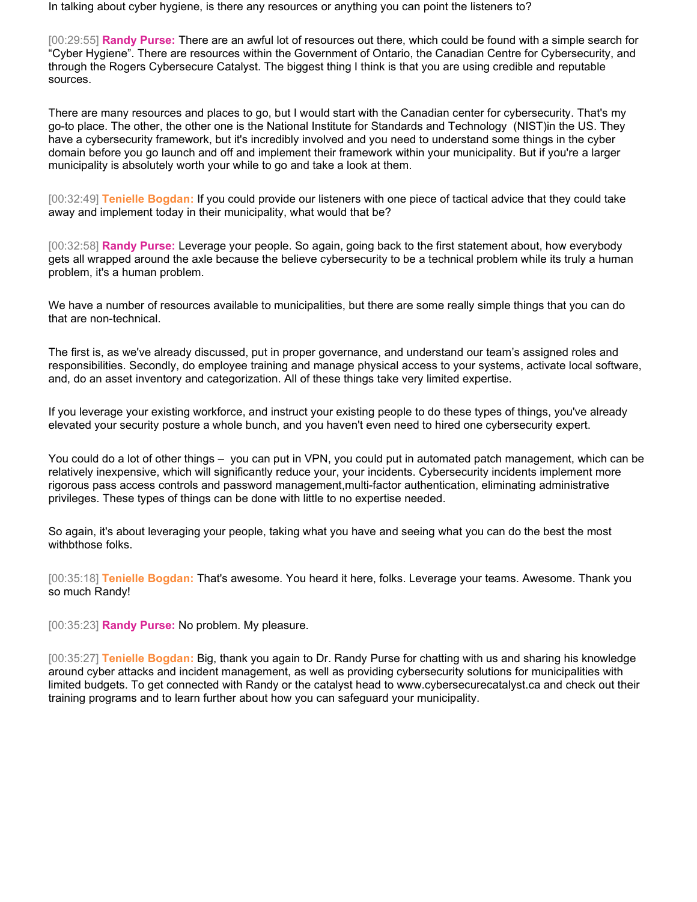In talking about cyber hygiene, is there any resources or anything you can point the listeners to?

[00:29:55] **Randy Purse:** There are an awful lot of resources out there, which could be found with a simple search for "Cyber Hygiene". There are resources within the Government of Ontario, the Canadian Centre for Cybersecurity, and through the Rogers Cybersecure Catalyst. The biggest thing I think is that you are using credible and reputable sources.

There are many resources and places to go, but I would start with the Canadian center for cybersecurity. That's my go-to place. The other, the other one is the National Institute for Standards and Technology (NIST)in the US. They have a cybersecurity framework, but it's incredibly involved and you need to understand some things in the cyber domain before you go launch and off and implement their framework within your municipality. But if you're a larger municipality is absolutely worth your while to go and take a look at them.

[00:32:49] **Tenielle Bogdan:** If you could provide our listeners with one piece of tactical advice that they could take away and implement today in their municipality, what would that be?

[00:32:58] **Randy Purse:** Leverage your people. So again, going back to the first statement about, how everybody gets all wrapped around the axle because the believe cybersecurity to be a technical problem while its truly a human problem, it's a human problem.

We have a number of resources available to municipalities, but there are some really simple things that you can do that are non-technical.

The first is, as we've already discussed, put in proper governance, and understand our team's assigned roles and responsibilities. Secondly, do employee training and manage physical access to your systems, activate local software, and, do an asset inventory and categorization. All of these things take very limited expertise.

If you leverage your existing workforce, and instruct your existing people to do these types of things, you've already elevated your security posture a whole bunch, and you haven't even need to hired one cybersecurity expert.

You could do a lot of other things – you can put in VPN, you could put in automated patch management, which can be relatively inexpensive, which will significantly reduce your, your incidents. Cybersecurity incidents implement more rigorous pass access controls and password management,multi-factor authentication, eliminating administrative privileges. These types of things can be done with little to no expertise needed.

So again, it's about leveraging your people, taking what you have and seeing what you can do the best the most withbthose folks.

[00:35:18] **Tenielle Bogdan:** That's awesome. You heard it here, folks. Leverage your teams. Awesome. Thank you so much Randy!

[00:35:23] **Randy Purse:** No problem. My pleasure.

[00:35:27] **Tenielle Bogdan:** Big, thank you again to Dr. Randy Purse for chatting with us and sharing his knowledge around cyber attacks and incident management, as well as providing cybersecurity solutions for municipalities with limited budgets. To get connected with Randy or the catalyst head to www.cybersecurecatalyst.ca and check out their training programs and to learn further about how you can safeguard your municipality.